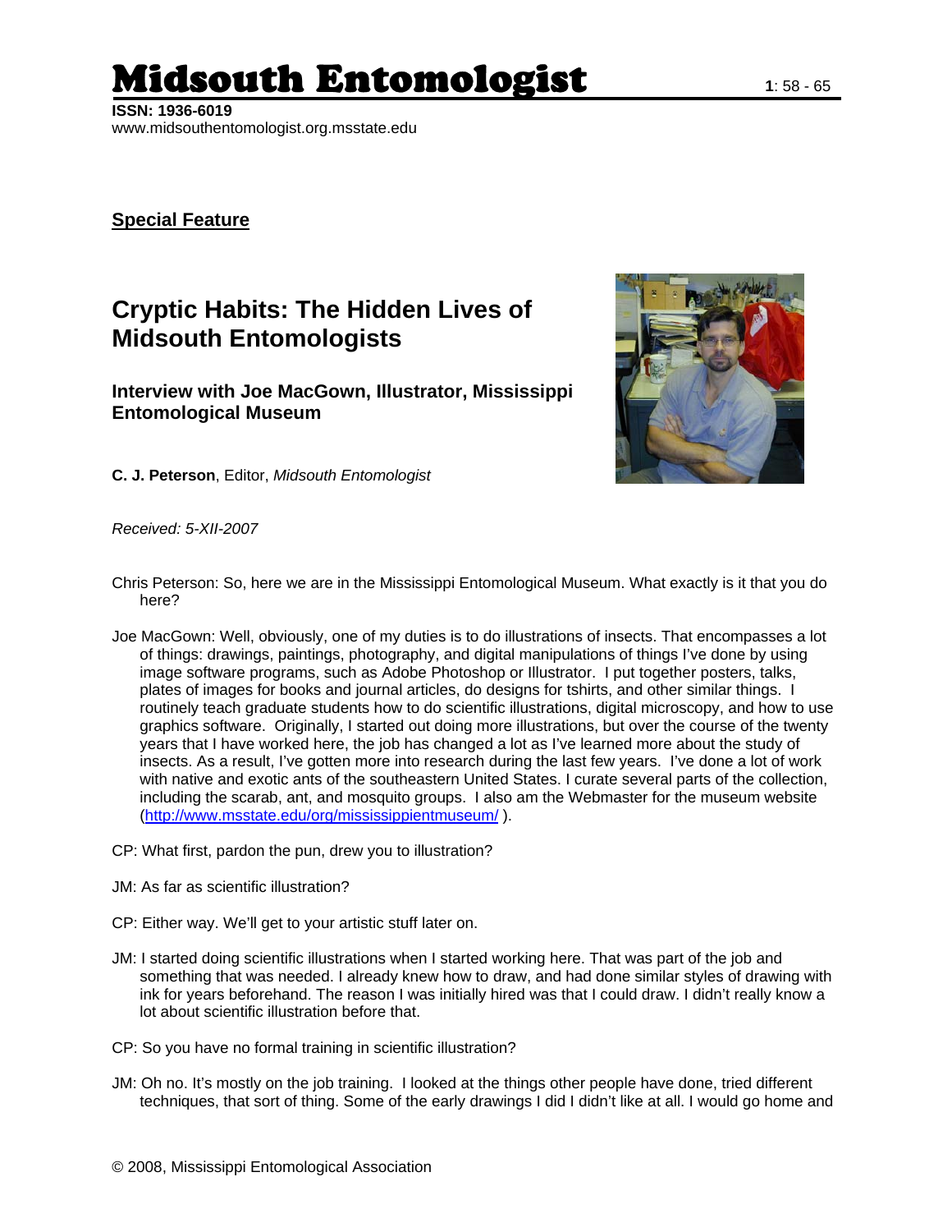# Midsouth Entomologist

**ISSN: 1936-6019**
www.midsouthentomologist.org.msstate.edu

**Special Feature**

## Cryptic Habits: The Hidden Lives of Midsouth Entomologists

### Interview with Joe MacGown, Illustrator, Mississippi Entomological Museum

**C. J. Peterson**, Editor, *Midsouth Entomologist*

*Received: 5-XII-2007*

Chris Peterson: So, here we are in the Mississippi Entomological Museum. What exactly is it that you do here?

Joe MacGown: Well, obviously, one of my duties is to do illustrations of insects. That encompasses a lot of things: drawings, paintings, photography, and digital manipulations of things I've done by using image software programs, such as Adobe Photoshop or Illustrator. I put together posters, talks, plates of images for books and journal articles, do designs for tshirts, and other similar things. I routinely teach graduate students how to do scientific illustrations, digital microscopy, and how to use graphics software. Originally, I started out doing more illustrations, but over the course of the twenty years that I have worked here, the job has changed a lot as I've learned more about the study of insects. As a result, I've gotten more into research during the last few years. I've done a lot of work with native and exotic ants of the southeastern United States. I curate several parts of the collection, including the scarab, ant, and mosquito groups. I also am the Webmaster for the museum website (http://www.msstate.edu/org/mississippientmuseum/ ).

CP: What first, pardon the pun, drew you to illustration?

JM: As far as scientific illustration?

CP: Either way. We'll get to your artistic stuff later on.

JM: I started doing scientific illustrations when I started working here. That was part of the job and something that was needed. I already knew how to draw, and had done similar styles of drawing with ink for years beforehand. The reason I was initially hired was that I could draw. I didn't really know a lot about scientific illustration before that.

CP: So you have no formal training in scientific illustration?

JM: Oh no. It's mostly on the job training. I looked at the things other people have done, tried different techniques, that sort of thing. Some of the early drawings I did I didn't like at all. I would go home and

© 2008, Mississippi Entomological Association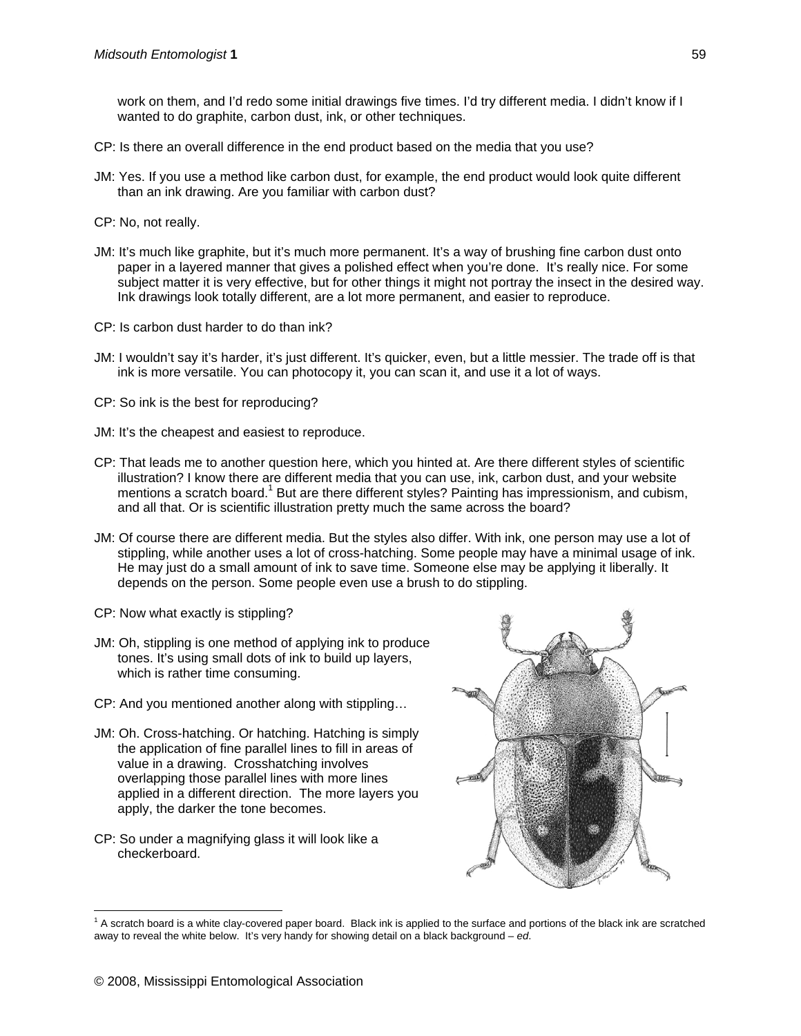work on them, and I'd redo some initial drawings five times. I'd try different media. I didn't know if I wanted to do graphite, carbon dust, ink, or other techniques.

CP: Is there an overall difference in the end product based on the media that you use?

JM: Yes. If you use a method like carbon dust, for example, the end product would look quite different than an ink drawing. Are you familiar with carbon dust?

CP: No, not really.

JM: It's much like graphite, but it's much more permanent. It's a way of brushing fine carbon dust onto paper in a layered manner that gives a polished effect when you're done. It's really nice. For some subject matter it is very effective, but for other things it might not portray the insect in the desired way. Ink drawings look totally different, are a lot more permanent, and easier to reproduce.

CP: Is carbon dust harder to do than ink?

JM: I wouldn't say it's harder, it's just different. It's quicker, even, but a little messier. The trade off is that ink is more versatile. You can photocopy it, you can scan it, and use it a lot of ways.

CP: So ink is the best for reproducing?

JM: It's the cheapest and easiest to reproduce.

CP: That leads me to another question here, which you hinted at. Are there different styles of scientific illustration? I know there are different media that you can use, ink, carbon dust, and your website mentions a scratch board.[1] But are there different styles? Painting has impressionism, and cubism, and all that. Or is scientific illustration pretty much the same across the board?

JM: Of course there are different media. But the styles also differ. With ink, one person may use a lot of stippling, while another uses a lot of cross-hatching. Some people may have a minimal usage of ink. He may just do a small amount of ink to save time. Someone else may be applying it liberally. It depends on the person. Some people even use a brush to do stippling.

CP: Now what exactly is stippling?

JM: Oh, stippling is one method of applying ink to produce tones. It's using small dots of ink to build up layers, which is rather time consuming.

CP: And you mentioned another along with stippling…

JM: Oh. Cross-hatching. Or hatching. Hatching is simply the application of fine parallel lines to fill in areas of value in a drawing. Crosshatching involves overlapping those parallel lines with more lines applied in a different direction. The more layers you apply, the darker the tone becomes.

CP: So under a magnifying glass it will look like a checkerboard.

[1] A scratch board is a white clay-covered paper board. Black ink is applied to the surface and portions of the black ink are scratched away to reveal the white below. It's very handy for showing detail on a black background – *ed*.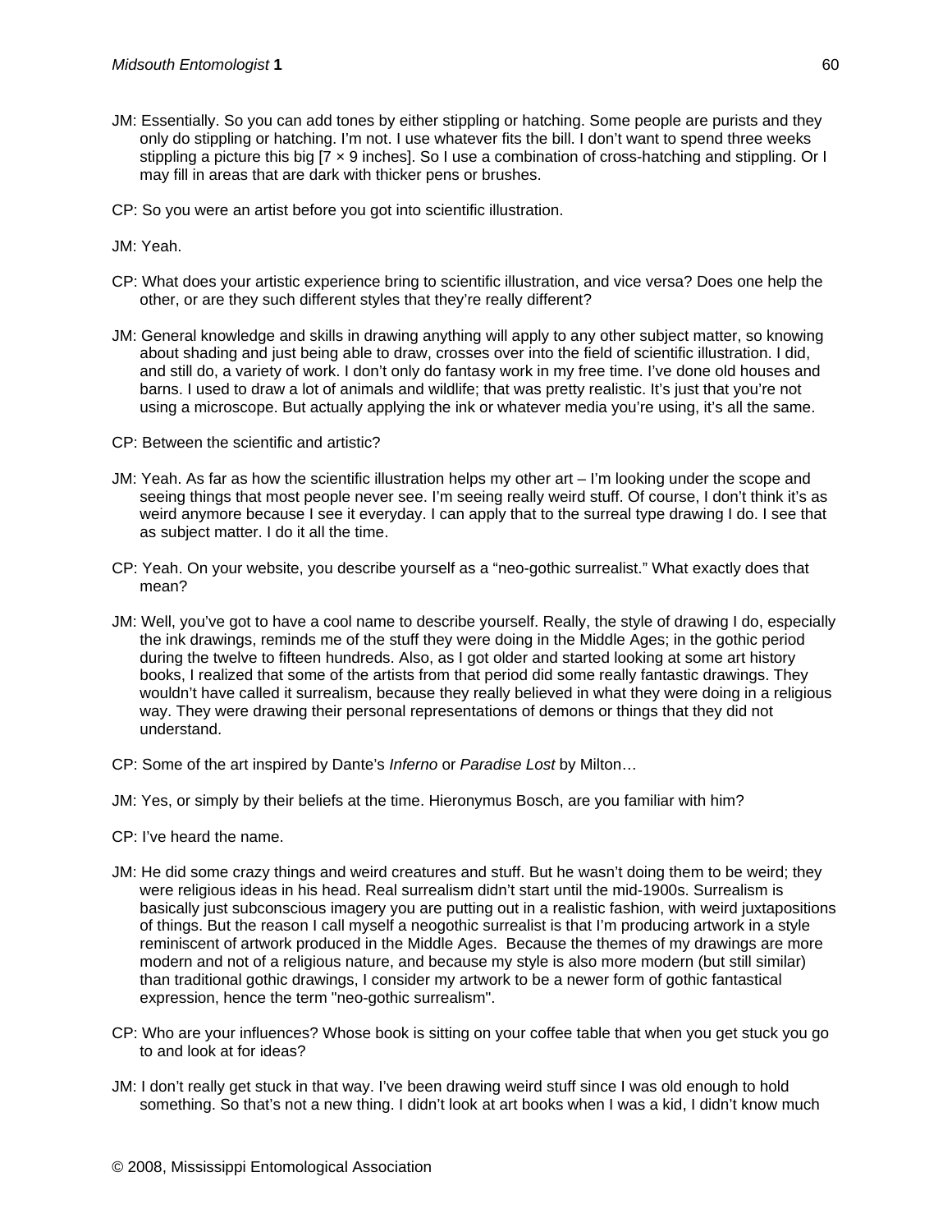JM: Essentially. So you can add tones by either stippling or hatching. Some people are purists and they only do stippling or hatching. I'm not. I use whatever fits the bill. I don't want to spend three weeks stippling a picture this big [7 × 9 inches]. So I use a combination of cross-hatching and stippling. Or I may fill in areas that are dark with thicker pens or brushes.

CP: So you were an artist before you got into scientific illustration.

JM: Yeah.

CP: What does your artistic experience bring to scientific illustration, and vice versa? Does one help the other, or are they such different styles that they're really different?

JM: General knowledge and skills in drawing anything will apply to any other subject matter, so knowing about shading and just being able to draw, crosses over into the field of scientific illustration. I did, and still do, a variety of work. I don't only do fantasy work in my free time. I've done old houses and barns. I used to draw a lot of animals and wildlife; that was pretty realistic. It's just that you're not using a microscope. But actually applying the ink or whatever media you're using, it's all the same.

CP: Between the scientific and artistic?

JM: Yeah. As far as how the scientific illustration helps my other art – I'm looking under the scope and seeing things that most people never see. I'm seeing really weird stuff. Of course, I don't think it's as weird anymore because I see it everyday. I can apply that to the surreal type drawing I do. I see that as subject matter. I do it all the time.

CP: Yeah. On your website, you describe yourself as a "neo-gothic surrealist." What exactly does that mean?

JM: Well, you've got to have a cool name to describe yourself. Really, the style of drawing I do, especially the ink drawings, reminds me of the stuff they were doing in the Middle Ages; in the gothic period during the twelve to fifteen hundreds. Also, as I got older and started looking at some art history books, I realized that some of the artists from that period did some really fantastic drawings. They wouldn't have called it surrealism, because they really believed in what they were doing in a religious way. They were drawing their personal representations of demons or things that they did not understand.

CP: Some of the art inspired by Dante's *Inferno* or *Paradise Lost* by Milton…

JM: Yes, or simply by their beliefs at the time. Hieronymus Bosch, are you familiar with him?

CP: I've heard the name.

JM: He did some crazy things and weird creatures and stuff. But he wasn't doing them to be weird; they were religious ideas in his head. Real surrealism didn't start until the mid-1900s. Surrealism is basically just subconscious imagery you are putting out in a realistic fashion, with weird juxtapositions of things. But the reason I call myself a neogothic surrealist is that I'm producing artwork in a style reminiscent of artwork produced in the Middle Ages. Because the themes of my drawings are more modern and not of a religious nature, and because my style is also more modern (but still similar) than traditional gothic drawings, I consider my artwork to be a newer form of gothic fantastical expression, hence the term "neo-gothic surrealism".

CP: Who are your influences? Whose book is sitting on your coffee table that when you get stuck you go to and look at for ideas?

JM: I don't really get stuck in that way. I've been drawing weird stuff since I was old enough to hold something. So that's not a new thing. I didn't look at art books when I was a kid, I didn't know much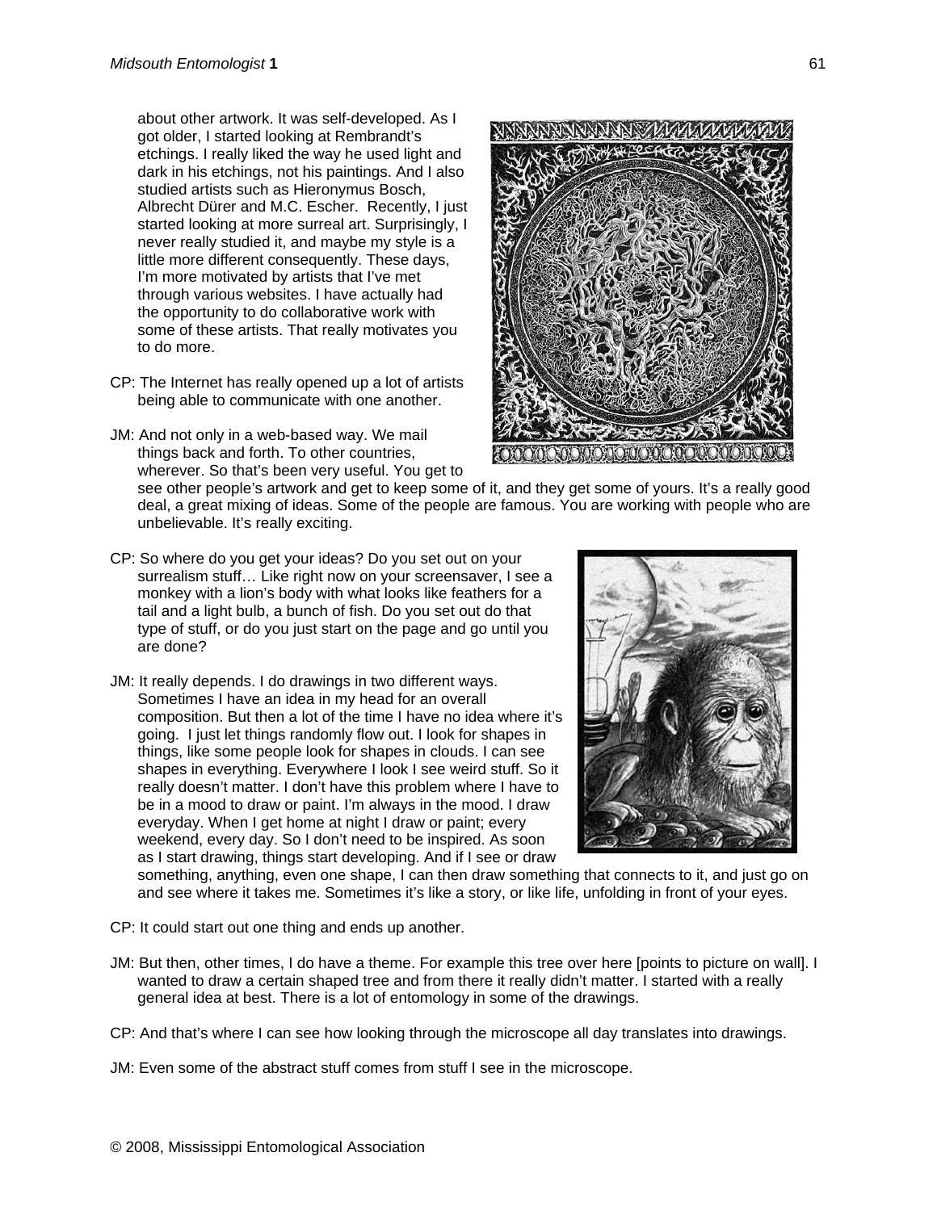about other artwork. It was self-developed. As I got older, I started looking at Rembrandt's etchings. I really liked the way he used light and dark in his etchings, not his paintings. And I also studied artists such as Hieronymus Bosch, Albrecht Dürer and M.C. Escher. Recently, I just started looking at more surreal art. Surprisingly, I never really studied it, and maybe my style is a little more different consequently. These days, I'm more motivated by artists that I've met through various websites. I have actually had the opportunity to do collaborative work with some of these artists. That really motivates you to do more.

CP: The Internet has really opened up a lot of artists being able to communicate with one another.

JM: And not only in a web-based way. We mail things back and forth. To other countries, wherever. So that's been very useful. You get to see other people's artwork and get to keep some of it, and they get some of yours. It's a really good deal, a great mixing of ideas. Some of the people are famous. You are working with people who are unbelievable. It's really exciting.

CP: So where do you get your ideas? Do you set out on your surrealism stuff… Like right now on your screensaver, I see a monkey with a lion's body with what looks like feathers for a tail and a light bulb, a bunch of fish. Do you set out do that type of stuff, or do you just start on the page and go until you are done?

JM: It really depends. I do drawings in two different ways. Sometimes I have an idea in my head for an overall composition. But then a lot of the time I have no idea where it's going. I just let things randomly flow out. I look for shapes in things, like some people look for shapes in clouds. I can see shapes in everything. Everywhere I look I see weird stuff. So it really doesn't matter. I don't have this problem where I have to be in a mood to draw or paint. I'm always in the mood. I draw everyday. When I get home at night I draw or paint; every weekend, every day. So I don't need to be inspired. As soon as I start drawing, things start developing. And if I see or draw something, anything, even one shape, I can then draw something that connects to it, and just go on and see where it takes me. Sometimes it's like a story, or like life, unfolding in front of your eyes.

CP: It could start out one thing and ends up another.

JM: But then, other times, I do have a theme. For example this tree over here [points to picture on wall]. I wanted to draw a certain shaped tree and from there it really didn't matter. I started with a really general idea at best. There is a lot of entomology in some of the drawings.

CP: And that's where I can see how looking through the microscope all day translates into drawings.

JM: Even some of the abstract stuff comes from stuff I see in the microscope.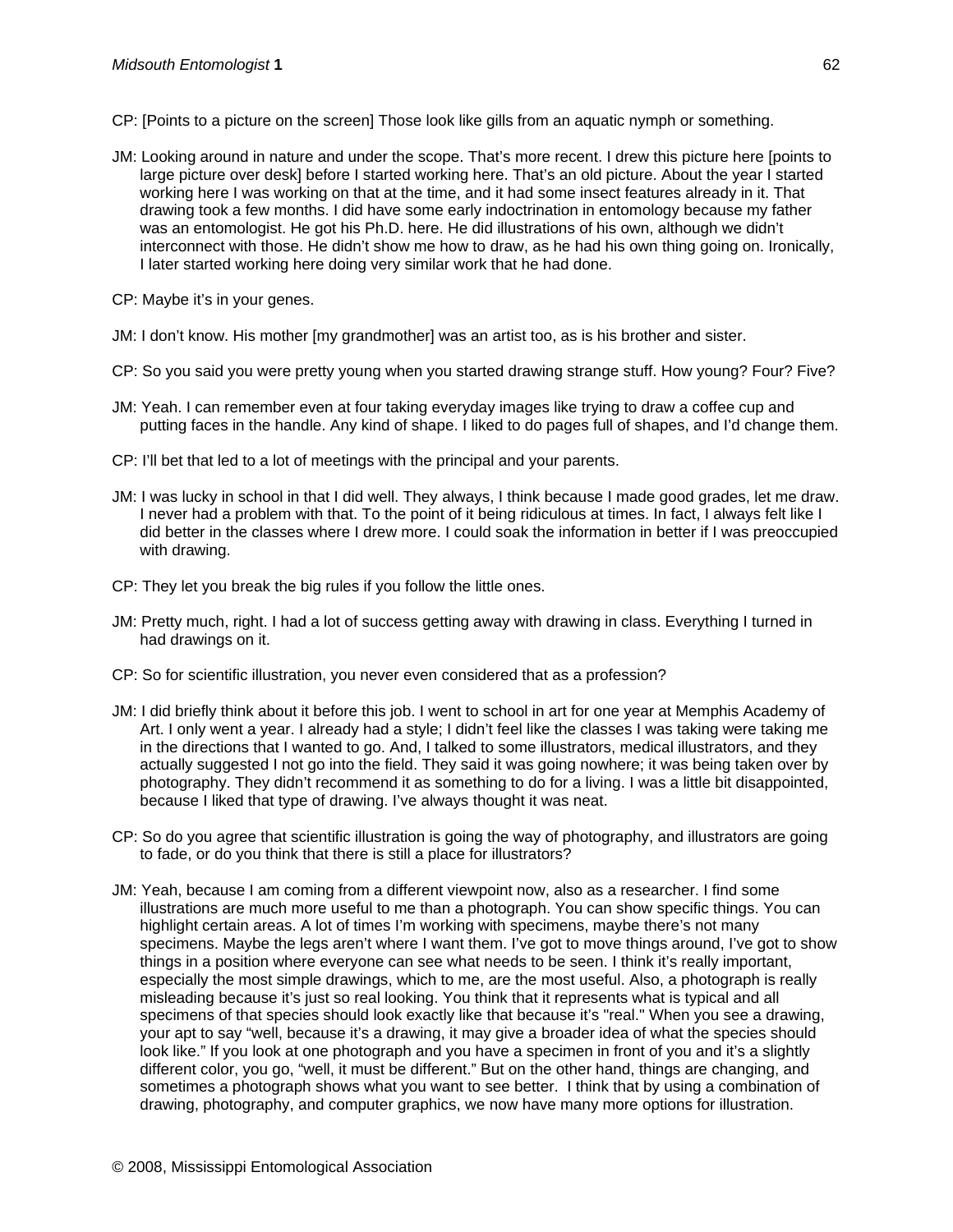CP: [Points to a picture on the screen] Those look like gills from an aquatic nymph or something.

JM: Looking around in nature and under the scope. That's more recent. I drew this picture here [points to large picture over desk] before I started working here. That's an old picture. About the year I started working here I was working on that at the time, and it had some insect features already in it. That drawing took a few months. I did have some early indoctrination in entomology because my father was an entomologist. He got his Ph.D. here. He did illustrations of his own, although we didn't interconnect with those. He didn't show me how to draw, as he had his own thing going on. Ironically, I later started working here doing very similar work that he had done.

CP: Maybe it's in your genes.

JM: I don't know. His mother [my grandmother] was an artist too, as is his brother and sister.

CP: So you said you were pretty young when you started drawing strange stuff. How young? Four? Five?

JM: Yeah. I can remember even at four taking everyday images like trying to draw a coffee cup and putting faces in the handle. Any kind of shape. I liked to do pages full of shapes, and I'd change them.

CP: I'll bet that led to a lot of meetings with the principal and your parents.

JM: I was lucky in school in that I did well. They always, I think because I made good grades, let me draw. I never had a problem with that. To the point of it being ridiculous at times. In fact, I always felt like I did better in the classes where I drew more. I could soak the information in better if I was preoccupied with drawing.

CP: They let you break the big rules if you follow the little ones.

JM: Pretty much, right. I had a lot of success getting away with drawing in class. Everything I turned in had drawings on it.

CP: So for scientific illustration, you never even considered that as a profession?

JM: I did briefly think about it before this job. I went to school in art for one year at Memphis Academy of Art. I only went a year. I already had a style; I didn't feel like the classes I was taking were taking me in the directions that I wanted to go. And, I talked to some illustrators, medical illustrators, and they actually suggested I not go into the field. They said it was going nowhere; it was being taken over by photography. They didn't recommend it as something to do for a living. I was a little bit disappointed, because I liked that type of drawing. I've always thought it was neat.

CP: So do you agree that scientific illustration is going the way of photography, and illustrators are going to fade, or do you think that there is still a place for illustrators?

JM: Yeah, because I am coming from a different viewpoint now, also as a researcher. I find some illustrations are much more useful to me than a photograph. You can show specific things. You can highlight certain areas. A lot of times I'm working with specimens, maybe there's not many specimens. Maybe the legs aren't where I want them. I've got to move things around, I've got to show things in a position where everyone can see what needs to be seen. I think it's really important, especially the most simple drawings, which to me, are the most useful. Also, a photograph is really misleading because it's just so real looking. You think that it represents what is typical and all specimens of that species should look exactly like that because it's "real." When you see a drawing, your apt to say "well, because it's a drawing, it may give a broader idea of what the species should look like." If you look at one photograph and you have a specimen in front of you and it's a slightly different color, you go, "well, it must be different." But on the other hand, things are changing, and sometimes a photograph shows what you want to see better. I think that by using a combination of drawing, photography, and computer graphics, we now have many more options for illustration.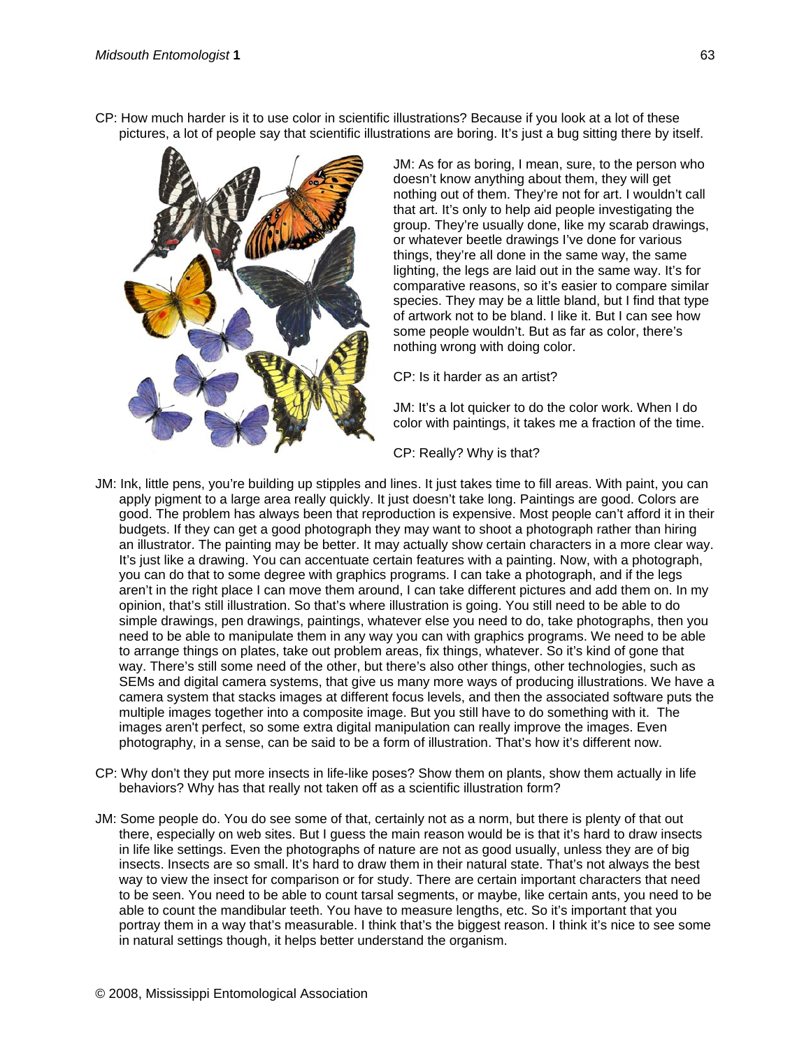CP: How much harder is it to use color in scientific illustrations? Because if you look at a lot of these pictures, a lot of people say that scientific illustrations are boring. It's just a bug sitting there by itself.

JM: As for as boring, I mean, sure, to the person who doesn't know anything about them, they will get nothing out of them. They're not for art. I wouldn't call that art. It's only to help aid people investigating the group. They're usually done, like my scarab drawings, or whatever beetle drawings I've done for various things, they're all done in the same way, the same lighting, the legs are laid out in the same way. It's for comparative reasons, so it's easier to compare similar species. They may be a little bland, but I find that type of artwork not to be bland. I like it. But I can see how some people wouldn't. But as far as color, there's nothing wrong with doing color.

CP: Is it harder as an artist?

JM: It's a lot quicker to do the color work. When I do color with paintings, it takes me a fraction of the time.

CP: Really? Why is that?

JM: Ink, little pens, you're building up stipples and lines. It just takes time to fill areas. With paint, you can apply pigment to a large area really quickly. It just doesn't take long. Paintings are good. Colors are good. The problem has always been that reproduction is expensive. Most people can't afford it in their budgets. If they can get a good photograph they may want to shoot a photograph rather than hiring an illustrator. The painting may be better. It may actually show certain characters in a more clear way. It's just like a drawing. You can accentuate certain features with a painting. Now, with a photograph, you can do that to some degree with graphics programs. I can take a photograph, and if the legs aren't in the right place I can move them around, I can take different pictures and add them on. In my opinion, that's still illustration. So that's where illustration is going. You still need to be able to do simple drawings, pen drawings, paintings, whatever else you need to do, take photographs, then you need to be able to manipulate them in any way you can with graphics programs. We need to be able to arrange things on plates, take out problem areas, fix things, whatever. So it's kind of gone that way. There's still some need of the other, but there's also other things, other technologies, such as SEMs and digital camera systems, that give us many more ways of producing illustrations. We have a camera system that stacks images at different focus levels, and then the associated software puts the multiple images together into a composite image. But you still have to do something with it. The images aren't perfect, so some extra digital manipulation can really improve the images. Even photography, in a sense, can be said to be a form of illustration. That's how it's different now.

CP: Why don't they put more insects in life-like poses? Show them on plants, show them actually in life behaviors? Why has that really not taken off as a scientific illustration form?

JM: Some people do. You do see some of that, certainly not as a norm, but there is plenty of that out there, especially on web sites. But I guess the main reason would be is that it's hard to draw insects in life like settings. Even the photographs of nature are not as good usually, unless they are of big insects. Insects are so small. It's hard to draw them in their natural state. That's not always the best way to view the insect for comparison or for study. There are certain important characters that need to be seen. You need to be able to count tarsal segments, or maybe, like certain ants, you need to be able to count the mandibular teeth. You have to measure lengths, etc. So it's important that you portray them in a way that's measurable. I think that's the biggest reason. I think it's nice to see some in natural settings though, it helps better understand the organism.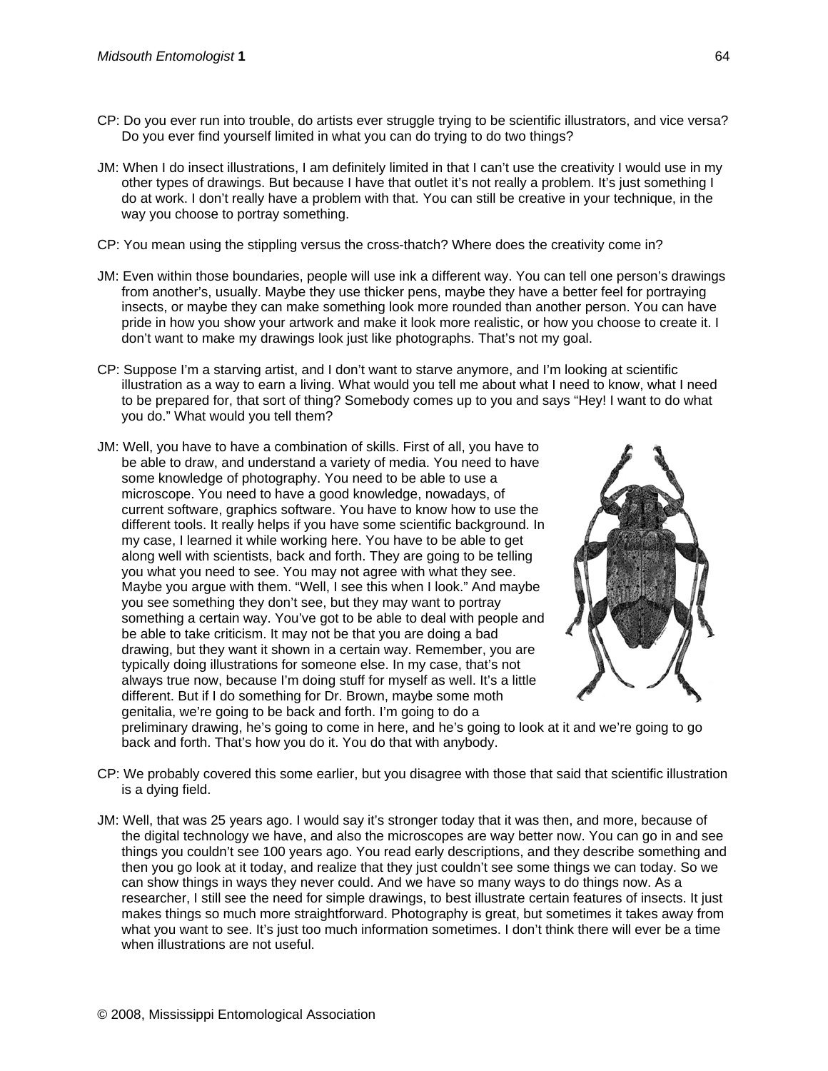CP: Do you ever run into trouble, do artists ever struggle trying to be scientific illustrators, and vice versa? Do you ever find yourself limited in what you can do trying to do two things?

JM: When I do insect illustrations, I am definitely limited in that I can't use the creativity I would use in my other types of drawings. But because I have that outlet it's not really a problem. It's just something I do at work. I don't really have a problem with that. You can still be creative in your technique, in the way you choose to portray something.

CP: You mean using the stippling versus the cross-thatch? Where does the creativity come in?

JM: Even within those boundaries, people will use ink a different way. You can tell one person's drawings from another's, usually. Maybe they use thicker pens, maybe they have a better feel for portraying insects, or maybe they can make something look more rounded than another person. You can have pride in how you show your artwork and make it look more realistic, or how you choose to create it. I don't want to make my drawings look just like photographs. That's not my goal.

CP: Suppose I'm a starving artist, and I don't want to starve anymore, and I'm looking at scientific illustration as a way to earn a living. What would you tell me about what I need to know, what I need to be prepared for, that sort of thing? Somebody comes up to you and says "Hey! I want to do what you do." What would you tell them?

JM: Well, you have to have a combination of skills. First of all, you have to be able to draw, and understand a variety of media. You need to have some knowledge of photography. You need to be able to use a microscope. You need to have a good knowledge, nowadays, of current software, graphics software. You have to know how to use the different tools. It really helps if you have some scientific background. In my case, I learned it while working here. You have to be able to get along well with scientists, back and forth. They are going to be telling you what you need to see. You may not agree with what they see. Maybe you argue with them. "Well, I see this when I look." And maybe you see something they don't see, but they may want to portray something a certain way. You've got to be able to deal with people and be able to take criticism. It may not be that you are doing a bad drawing, but they want it shown in a certain way. Remember, you are typically doing illustrations for someone else. In my case, that's not always true now, because I'm doing stuff for myself as well. It's a little different. But if I do something for Dr. Brown, maybe some moth genitalia, we're going to be back and forth. I'm going to do a preliminary drawing, he's going to come in here, and he's going to look at it and we're going to go back and forth. That's how you do it. You do that with anybody.

CP: We probably covered this some earlier, but you disagree with those that said that scientific illustration is a dying field.

JM: Well, that was 25 years ago. I would say it's stronger today that it was then, and more, because of the digital technology we have, and also the microscopes are way better now. You can go in and see things you couldn't see 100 years ago. You read early descriptions, and they describe something and then you go look at it today, and realize that they just couldn't see some things we can today. So we can show things in ways they never could. And we have so many ways to do things now. As a researcher, I still see the need for simple drawings, to best illustrate certain features of insects. It just makes things so much more straightforward. Photography is great, but sometimes it takes away from what you want to see. It's just too much information sometimes. I don't think there will ever be a time when illustrations are not useful.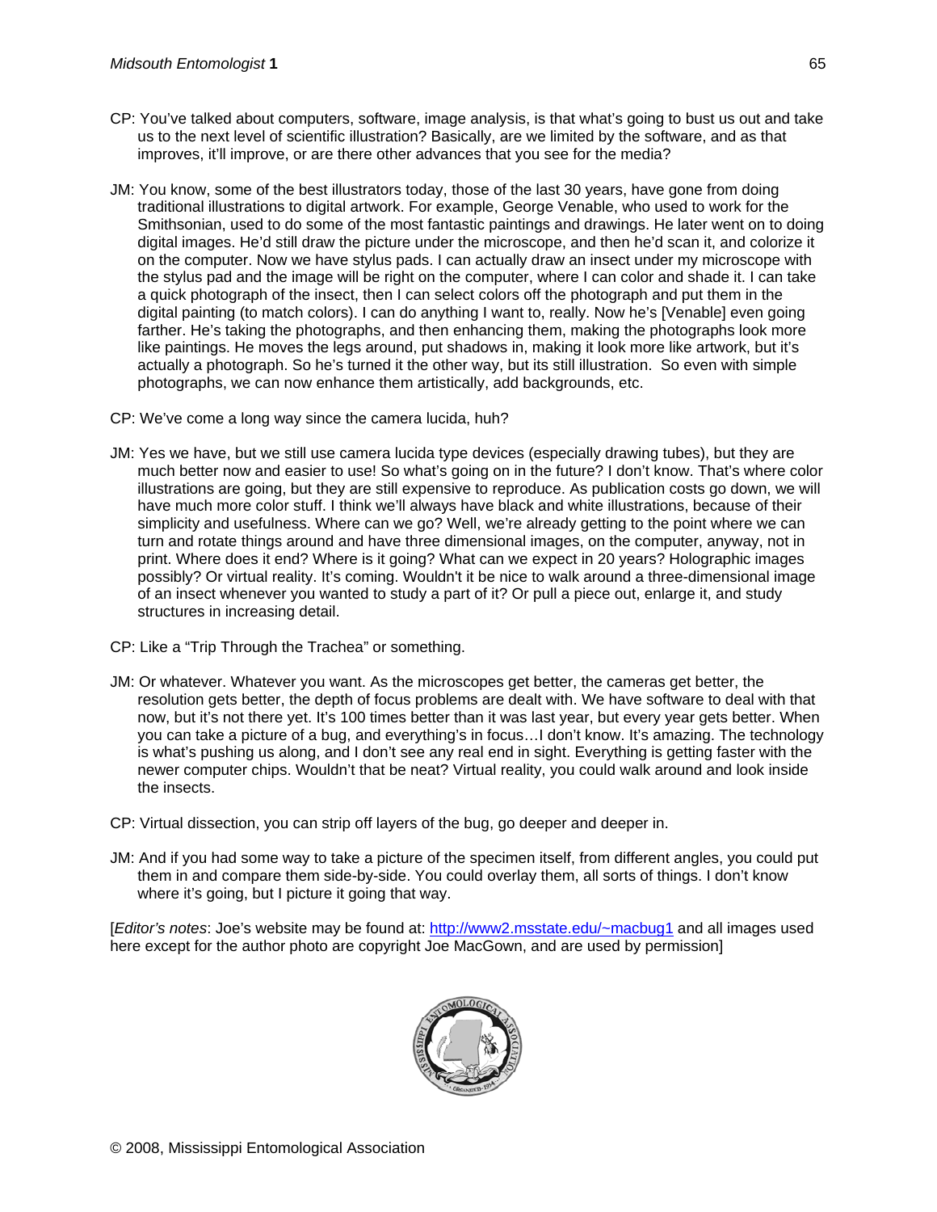CP: You've talked about computers, software, image analysis, is that what's going to bust us out and take us to the next level of scientific illustration? Basically, are we limited by the software, and as that improves, it'll improve, or are there other advances that you see for the media?

JM: You know, some of the best illustrators today, those of the last 30 years, have gone from doing traditional illustrations to digital artwork. For example, George Venable, who used to work for the Smithsonian, used to do some of the most fantastic paintings and drawings. He later went on to doing digital images. He'd still draw the picture under the microscope, and then he'd scan it, and colorize it on the computer. Now we have stylus pads. I can actually draw an insect under my microscope with the stylus pad and the image will be right on the computer, where I can color and shade it. I can take a quick photograph of the insect, then I can select colors off the photograph and put them in the digital painting (to match colors). I can do anything I want to, really. Now he's [Venable] even going farther. He's taking the photographs, and then enhancing them, making the photographs look more like paintings. He moves the legs around, put shadows in, making it look more like artwork, but it's actually a photograph. So he's turned it the other way, but its still illustration. So even with simple photographs, we can now enhance them artistically, add backgrounds, etc.

CP: We've come a long way since the camera lucida, huh?

JM: Yes we have, but we still use camera lucida type devices (especially drawing tubes), but they are much better now and easier to use! So what's going on in the future? I don't know. That's where color illustrations are going, but they are still expensive to reproduce. As publication costs go down, we will have much more color stuff. I think we'll always have black and white illustrations, because of their simplicity and usefulness. Where can we go? Well, we're already getting to the point where we can turn and rotate things around and have three dimensional images, on the computer, anyway, not in print. Where does it end? Where is it going? What can we expect in 20 years? Holographic images possibly? Or virtual reality. It's coming. Wouldn't it be nice to walk around a three-dimensional image of an insect whenever you wanted to study a part of it? Or pull a piece out, enlarge it, and study structures in increasing detail.

CP: Like a "Trip Through the Trachea" or something.

JM: Or whatever. Whatever you want. As the microscopes get better, the cameras get better, the resolution gets better, the depth of focus problems are dealt with. We have software to deal with that now, but it's not there yet. It's 100 times better than it was last year, but every year gets better. When you can take a picture of a bug, and everything's in focus…I don't know. It's amazing. The technology is what's pushing us along, and I don't see any real end in sight. Everything is getting faster with the newer computer chips. Wouldn't that be neat? Virtual reality, you could walk around and look inside the insects.

CP: Virtual dissection, you can strip off layers of the bug, go deeper and deeper in.

JM: And if you had some way to take a picture of the specimen itself, from different angles, you could put them in and compare them side-by-side. You could overlay them, all sorts of things. I don't know where it's going, but I picture it going that way.

[*Editor's notes*: Joe's website may be found at: http://www2.msstate.edu/~macbug1 and all images used here except for the author photo are copyright Joe MacGown, and are used by permission]

© 2008, Mississippi Entomological Association